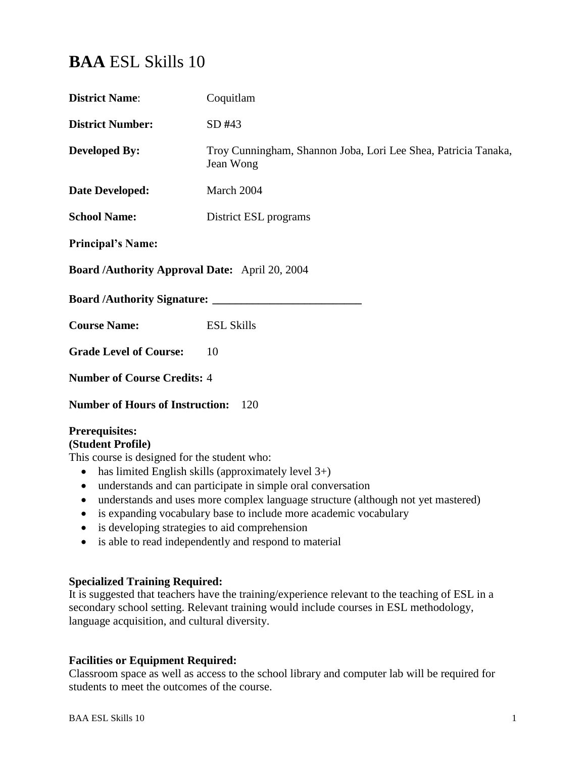# **BAA** ESL Skills 10

**District Name**: Coquitlam

**District Number:** SD #43

**Developed By:** Troy Cunningham, Shannon Joba, Lori Lee Shea, Patricia Tanaka, Jean Wong

**Date Developed:** March 2004

**School Name:** District ESL programs

**Principal's Name:**

**Board /Authority Approval Date:** April 20, 2004

**Board /Authority Signature:** ___________________________

**Course Name:** ESL Skills

**Grade Level of Course:** 10

**Number of Course Credits:** 4

**Number of Hours of Instruction:** 120

**Prerequisites:**
**(Student Profile)**
This course is designed for the student who:

- has limited English skills (approximately level 3+)
- understands and can participate in simple oral conversation
- understands and uses more complex language structure (although not yet mastered)
- is expanding vocabulary base to include more academic vocabulary
- is developing strategies to aid comprehension
- is able to read independently and respond to material

**Specialized Training Required:**
It is suggested that teachers have the training/experience relevant to the teaching of ESL in a secondary school setting. Relevant training would include courses in ESL methodology, language acquisition, and cultural diversity.

**Facilities or Equipment Required:**
Classroom space as well as access to the school library and computer lab will be required for students to meet the outcomes of the course.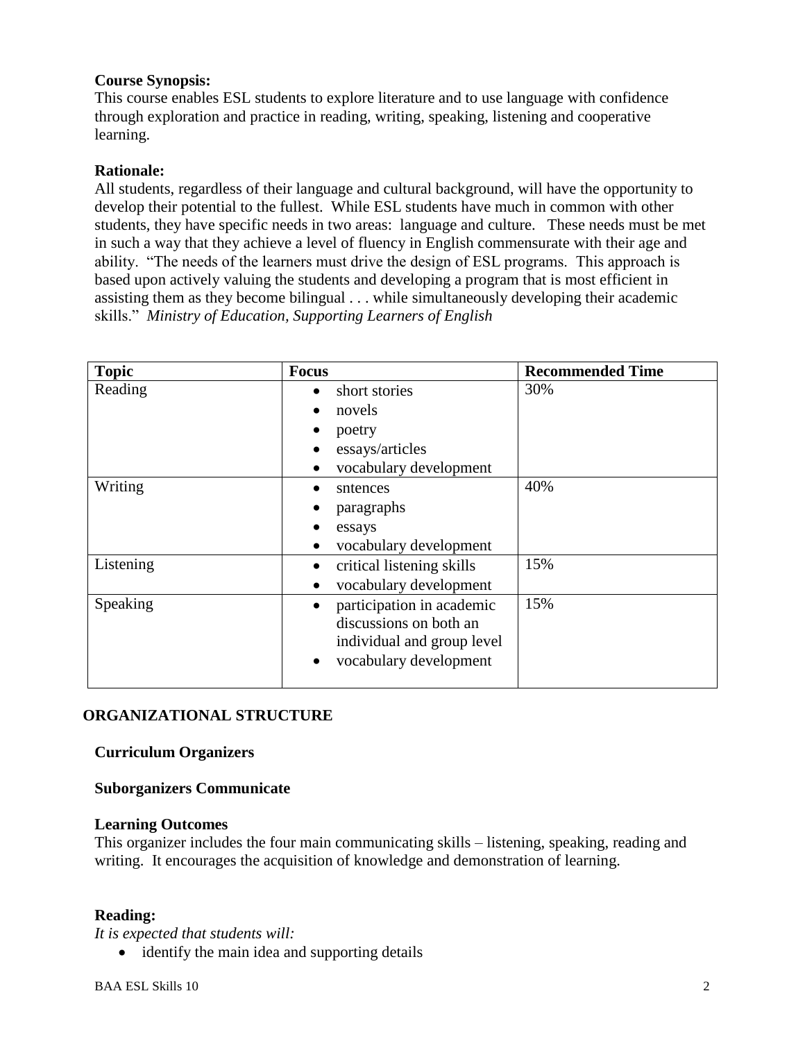**Course Synopsis:**
This course enables ESL students to explore literature and to use language with confidence through exploration and practice in reading, writing, speaking, listening and cooperative learning.

**Rationale:**
All students, regardless of their language and cultural background, will have the opportunity to develop their potential to the fullest. While ESL students have much in common with other students, they have specific needs in two areas: language and culture. These needs must be met in such a way that they achieve a level of fluency in English commensurate with their age and ability. "The needs of the learners must drive the design of ESL programs. This approach is based upon actively valuing the students and developing a program that is most efficient in assisting them as they become bilingual . . . while simultaneously developing their academic skills." *Ministry of Education, Supporting Learners of English*

| Topic | Focus | Recommended Time |
|---|---|---|
| Reading | • short stories<br>• novels<br>• poetry<br>• essays/articles<br>• vocabulary development | 30% |
| Writing | • sntences<br>• paragraphs<br>• essays<br>• vocabulary development | 40% |
| Listening | • critical listening skills<br>• vocabulary development | 15% |
| Speaking | • participation in academic discussions on both an individual and group level<br>• vocabulary development | 15% |

## ORGANIZATIONAL STRUCTURE

**Curriculum Organizers**

**Suborganizers Communicate**

**Learning Outcomes**
This organizer includes the four main communicating skills – listening, speaking, reading and writing. It encourages the acquisition of knowledge and demonstration of learning.

**Reading:**
*It is expected that students will:*
- identify the main idea and supporting details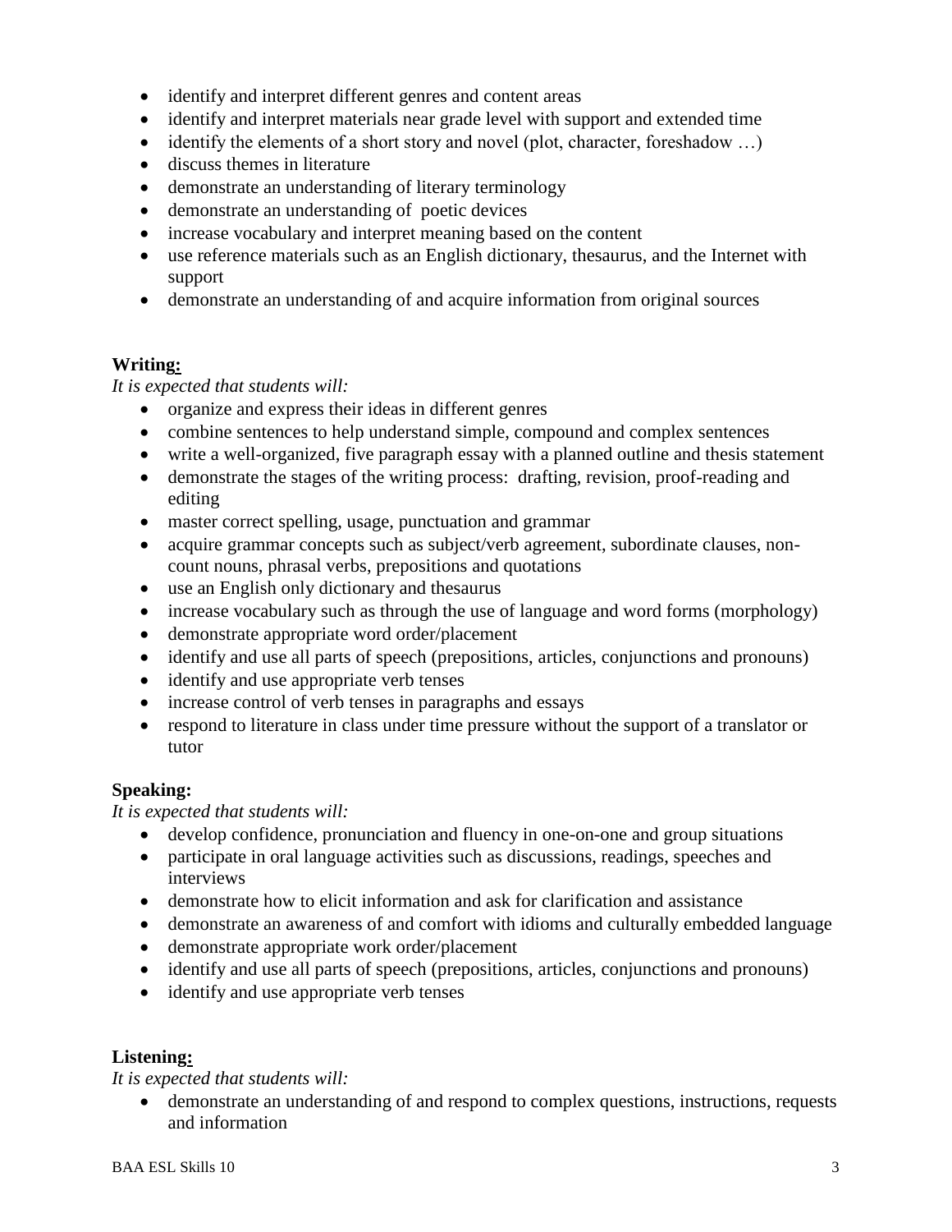- identify and interpret different genres and content areas
- identify and interpret materials near grade level with support and extended time
- identify the elements of a short story and novel (plot, character, foreshadow …)
- discuss themes in literature
- demonstrate an understanding of literary terminology
- demonstrate an understanding of poetic devices
- increase vocabulary and interpret meaning based on the content
- use reference materials such as an English dictionary, thesaurus, and the Internet with support
- demonstrate an understanding of and acquire information from original sources

**Writing:**

*It is expected that students will:*

- organize and express their ideas in different genres
- combine sentences to help understand simple, compound and complex sentences
- write a well-organized, five paragraph essay with a planned outline and thesis statement
- demonstrate the stages of the writing process: drafting, revision, proof-reading and editing
- master correct spelling, usage, punctuation and grammar
- acquire grammar concepts such as subject/verb agreement, subordinate clauses, non-count nouns, phrasal verbs, prepositions and quotations
- use an English only dictionary and thesaurus
- increase vocabulary such as through the use of language and word forms (morphology)
- demonstrate appropriate word order/placement
- identify and use all parts of speech (prepositions, articles, conjunctions and pronouns)
- identify and use appropriate verb tenses
- increase control of verb tenses in paragraphs and essays
- respond to literature in class under time pressure without the support of a translator or tutor

**Speaking:**

*It is expected that students will:*

- develop confidence, pronunciation and fluency in one-on-one and group situations
- participate in oral language activities such as discussions, readings, speeches and interviews
- demonstrate how to elicit information and ask for clarification and assistance
- demonstrate an awareness of and comfort with idioms and culturally embedded language
- demonstrate appropriate work order/placement
- identify and use all parts of speech (prepositions, articles, conjunctions and pronouns)
- identify and use appropriate verb tenses

**Listening:**

*It is expected that students will:*

- demonstrate an understanding of and respond to complex questions, instructions, requests and information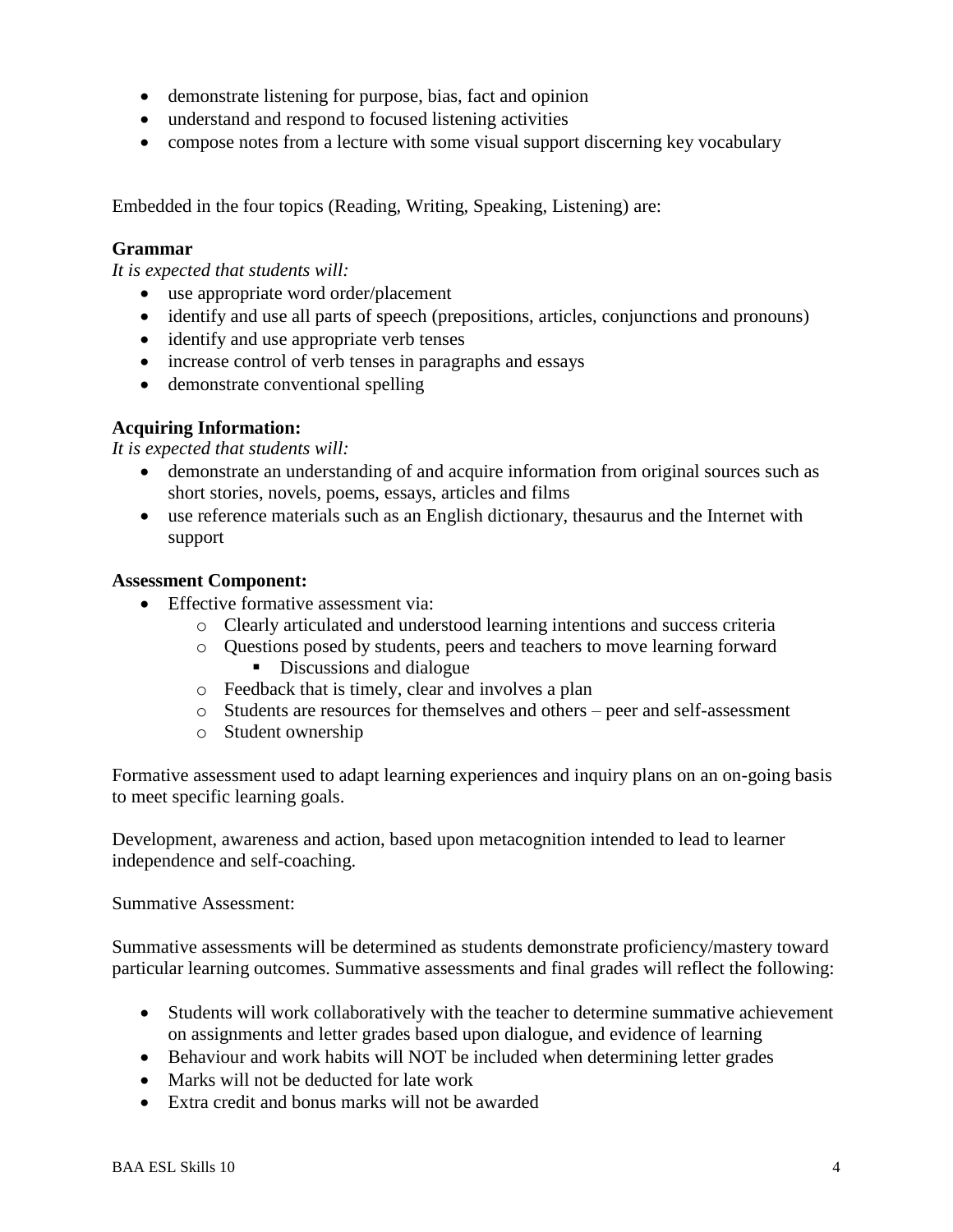- demonstrate listening for purpose, bias, fact and opinion
- understand and respond to focused listening activities
- compose notes from a lecture with some visual support discerning key vocabulary

Embedded in the four topics (Reading, Writing, Speaking, Listening) are:

**Grammar**

*It is expected that students will:*

- use appropriate word order/placement
- identify and use all parts of speech (prepositions, articles, conjunctions and pronouns)
- identify and use appropriate verb tenses
- increase control of verb tenses in paragraphs and essays
- demonstrate conventional spelling

**Acquiring Information:**

*It is expected that students will:*

- demonstrate an understanding of and acquire information from original sources such as short stories, novels, poems, essays, articles and films
- use reference materials such as an English dictionary, thesaurus and the Internet with support

**Assessment Component:**

- Effective formative assessment via:
  - Clearly articulated and understood learning intentions and success criteria
  - Questions posed by students, peers and teachers to move learning forward
    - Discussions and dialogue
  - Feedback that is timely, clear and involves a plan
  - Students are resources for themselves and others – peer and self-assessment
  - Student ownership

Formative assessment used to adapt learning experiences and inquiry plans on an on-going basis to meet specific learning goals.

Development, awareness and action, based upon metacognition intended to lead to learner independence and self-coaching.

Summative Assessment:

Summative assessments will be determined as students demonstrate proficiency/mastery toward particular learning outcomes. Summative assessments and final grades will reflect the following:

- Students will work collaboratively with the teacher to determine summative achievement on assignments and letter grades based upon dialogue, and evidence of learning
- Behaviour and work habits will NOT be included when determining letter grades
- Marks will not be deducted for late work
- Extra credit and bonus marks will not be awarded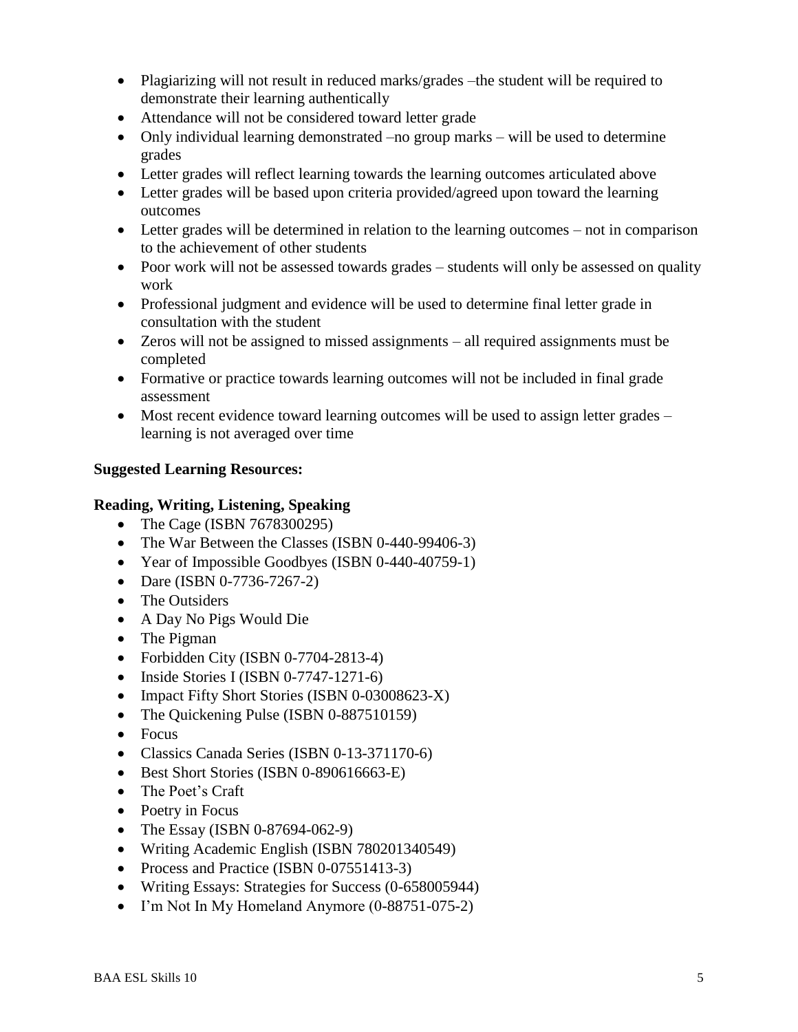- Plagiarizing will not result in reduced marks/grades –the student will be required to demonstrate their learning authentically
- Attendance will not be considered toward letter grade
- Only individual learning demonstrated –no group marks – will be used to determine grades
- Letter grades will reflect learning towards the learning outcomes articulated above
- Letter grades will be based upon criteria provided/agreed upon toward the learning outcomes
- Letter grades will be determined in relation to the learning outcomes – not in comparison to the achievement of other students
- Poor work will not be assessed towards grades – students will only be assessed on quality work
- Professional judgment and evidence will be used to determine final letter grade in consultation with the student
- Zeros will not be assigned to missed assignments – all required assignments must be completed
- Formative or practice towards learning outcomes will not be included in final grade assessment
- Most recent evidence toward learning outcomes will be used to assign letter grades – learning is not averaged over time

**Suggested Learning Resources:**

**Reading, Writing, Listening, Speaking**

- The Cage (ISBN 7678300295)
- The War Between the Classes (ISBN 0-440-99406-3)
- Year of Impossible Goodbyes (ISBN 0-440-40759-1)
- Dare (ISBN 0-7736-7267-2)
- The Outsiders
- A Day No Pigs Would Die
- The Pigman
- Forbidden City (ISBN 0-7704-2813-4)
- Inside Stories I (ISBN 0-7747-1271-6)
- Impact Fifty Short Stories (ISBN 0-03008623-X)
- The Quickening Pulse (ISBN 0-887510159)
- Focus
- Classics Canada Series (ISBN 0-13-371170-6)
- Best Short Stories (ISBN 0-890616663-E)
- The Poet's Craft
- Poetry in Focus
- The Essay (ISBN 0-87694-062-9)
- Writing Academic English (ISBN 780201340549)
- Process and Practice (ISBN 0-07551413-3)
- Writing Essays: Strategies for Success (0-658005944)
- I'm Not In My Homeland Anymore (0-88751-075-2)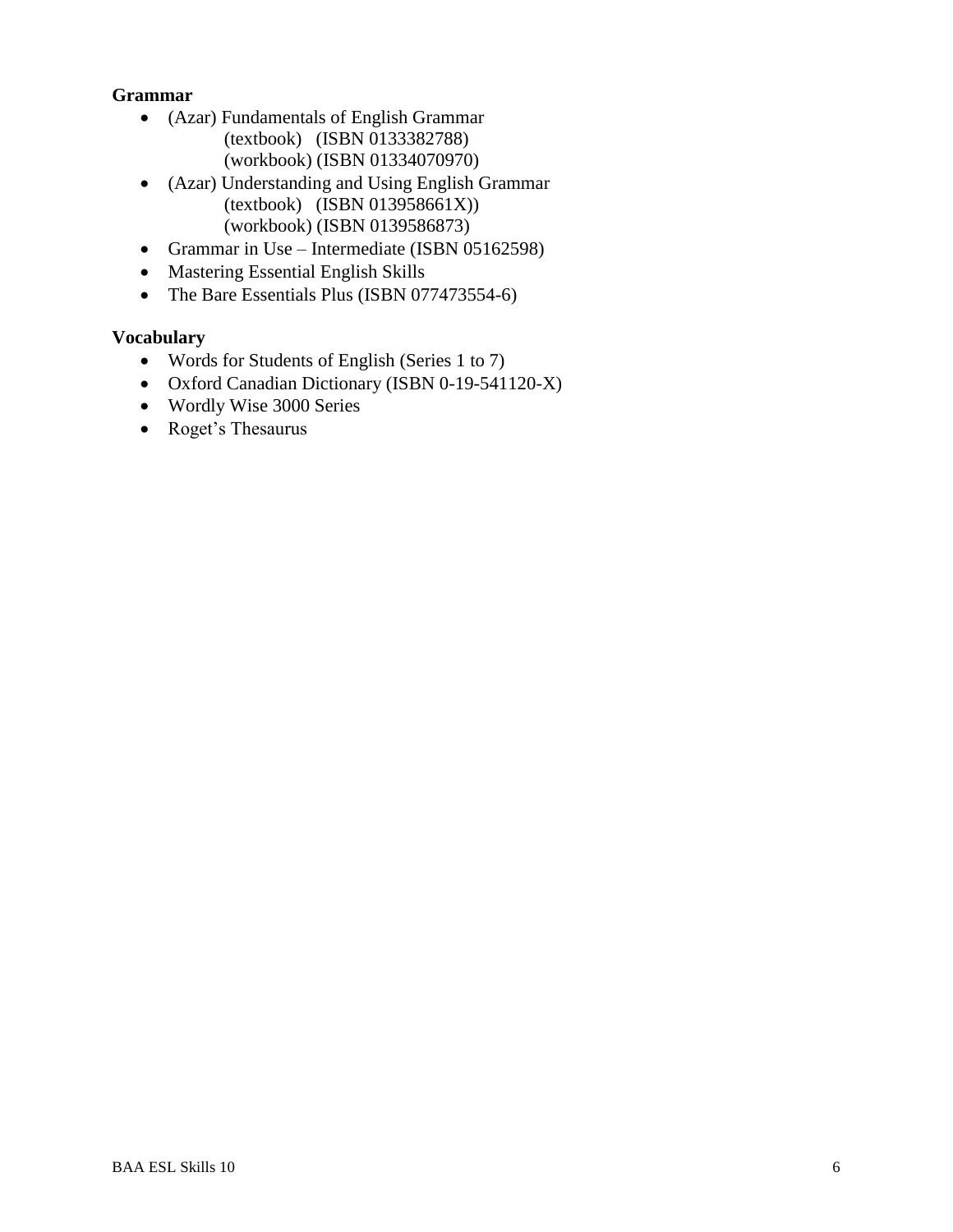**Grammar**

- (Azar) Fundamentals of English Grammar
  - (textbook) (ISBN 0133382788)
  - (workbook) (ISBN 01334070970)
- (Azar) Understanding and Using English Grammar
  - (textbook) (ISBN 013958661X))
  - (workbook) (ISBN 0139586873)
- Grammar in Use – Intermediate (ISBN 05162598)
- Mastering Essential English Skills
- The Bare Essentials Plus (ISBN 077473554-6)

**Vocabulary**

- Words for Students of English (Series 1 to 7)
- Oxford Canadian Dictionary (ISBN 0-19-541120-X)
- Wordly Wise 3000 Series
- Roget's Thesaurus